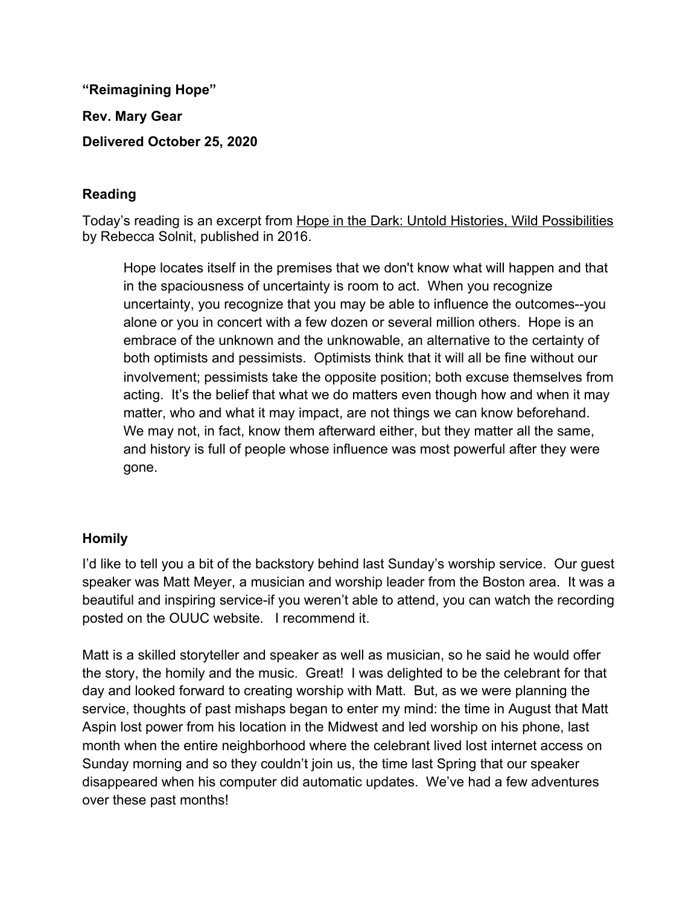**"Reimagining Hope"**

**Rev. Mary Gear**

**Delivered October 25, 2020**

## Reading

Today's reading is an excerpt from Hope in the Dark: Untold Histories, Wild Possibilities by Rebecca Solnit, published in 2016.

> Hope locates itself in the premises that we don't know what will happen and that in the spaciousness of uncertainty is room to act. When you recognize uncertainty, you recognize that you may be able to influence the outcomes--you alone or you in concert with a few dozen or several million others. Hope is an embrace of the unknown and the unknowable, an alternative to the certainty of both optimists and pessimists. Optimists think that it will all be fine without our involvement; pessimists take the opposite position; both excuse themselves from acting. It's the belief that what we do matters even though how and when it may matter, who and what it may impact, are not things we can know beforehand. We may not, in fact, know them afterward either, but they matter all the same, and history is full of people whose influence was most powerful after they were gone.

## Homily

I'd like to tell you a bit of the backstory behind last Sunday's worship service. Our guest speaker was Matt Meyer, a musician and worship leader from the Boston area. It was a beautiful and inspiring service-if you weren't able to attend, you can watch the recording posted on the OUUC website. I recommend it.

Matt is a skilled storyteller and speaker as well as musician, so he said he would offer the story, the homily and the music. Great! I was delighted to be the celebrant for that day and looked forward to creating worship with Matt. But, as we were planning the service, thoughts of past mishaps began to enter my mind: the time in August that Matt Aspin lost power from his location in the Midwest and led worship on his phone, last month when the entire neighborhood where the celebrant lived lost internet access on Sunday morning and so they couldn't join us, the time last Spring that our speaker disappeared when his computer did automatic updates. We've had a few adventures over these past months!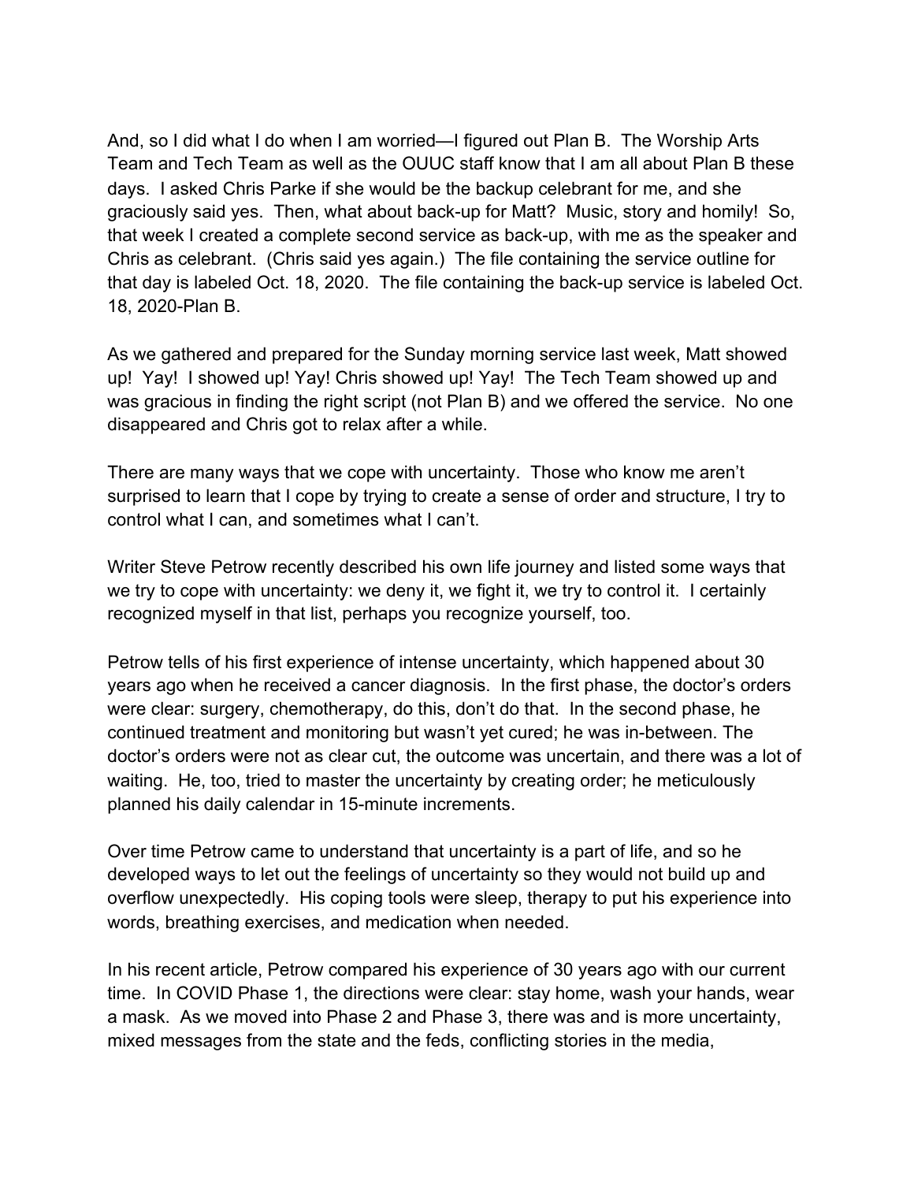And, so I did what I do when I am worried—I figured out Plan B. The Worship Arts Team and Tech Team as well as the OUUC staff know that I am all about Plan B these days. I asked Chris Parke if she would be the backup celebrant for me, and she graciously said yes. Then, what about back-up for Matt? Music, story and homily! So, that week I created a complete second service as back-up, with me as the speaker and Chris as celebrant. (Chris said yes again.) The file containing the service outline for that day is labeled Oct. 18, 2020. The file containing the back-up service is labeled Oct. 18, 2020-Plan B.

As we gathered and prepared for the Sunday morning service last week, Matt showed up! Yay! I showed up! Yay! Chris showed up! Yay! The Tech Team showed up and was gracious in finding the right script (not Plan B) and we offered the service. No one disappeared and Chris got to relax after a while.

There are many ways that we cope with uncertainty. Those who know me aren't surprised to learn that I cope by trying to create a sense of order and structure, I try to control what I can, and sometimes what I can't.

Writer Steve Petrow recently described his own life journey and listed some ways that we try to cope with uncertainty: we deny it, we fight it, we try to control it. I certainly recognized myself in that list, perhaps you recognize yourself, too.

Petrow tells of his first experience of intense uncertainty, which happened about 30 years ago when he received a cancer diagnosis. In the first phase, the doctor's orders were clear: surgery, chemotherapy, do this, don't do that. In the second phase, he continued treatment and monitoring but wasn't yet cured; he was in-between. The doctor's orders were not as clear cut, the outcome was uncertain, and there was a lot of waiting. He, too, tried to master the uncertainty by creating order; he meticulously planned his daily calendar in 15-minute increments.

Over time Petrow came to understand that uncertainty is a part of life, and so he developed ways to let out the feelings of uncertainty so they would not build up and overflow unexpectedly. His coping tools were sleep, therapy to put his experience into words, breathing exercises, and medication when needed.

In his recent article, Petrow compared his experience of 30 years ago with our current time. In COVID Phase 1, the directions were clear: stay home, wash your hands, wear a mask. As we moved into Phase 2 and Phase 3, there was and is more uncertainty, mixed messages from the state and the feds, conflicting stories in the media,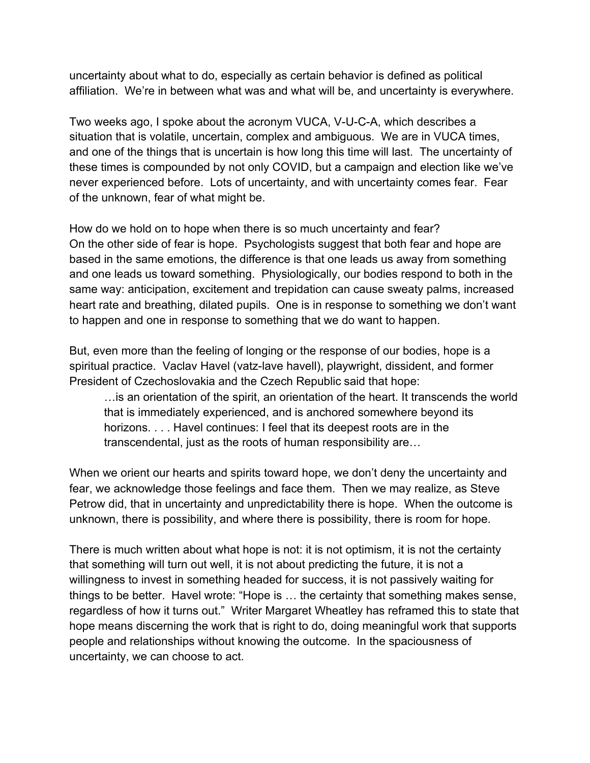uncertainty about what to do, especially as certain behavior is defined as political affiliation.  We're in between what was and what will be, and uncertainty is everywhere.

Two weeks ago, I spoke about the acronym VUCA, V-U-C-A, which describes a situation that is volatile, uncertain, complex and ambiguous.  We are in VUCA times, and one of the things that is uncertain is how long this time will last.  The uncertainty of these times is compounded by not only COVID, but a campaign and election like we've never experienced before.  Lots of uncertainty, and with uncertainty comes fear.  Fear of the unknown, fear of what might be.

How do we hold on to hope when there is so much uncertainty and fear?
On the other side of fear is hope.  Psychologists suggest that both fear and hope are based in the same emotions, the difference is that one leads us away from something and one leads us toward something.  Physiologically, our bodies respond to both in the same way: anticipation, excitement and trepidation can cause sweaty palms, increased heart rate and breathing, dilated pupils.  One is in response to something we don't want to happen and one in response to something that we do want to happen.

But, even more than the feeling of longing or the response of our bodies, hope is a spiritual practice.  Vaclav Havel (vatz-lave havell), playwright, dissident, and former President of Czechoslovakia and the Czech Republic said that hope:

> …is an orientation of the spirit, an orientation of the heart. It transcends the world that is immediately experienced, and is anchored somewhere beyond its horizons. . . . Havel continues: I feel that its deepest roots are in the transcendental, just as the roots of human responsibility are…

When we orient our hearts and spirits toward hope, we don't deny the uncertainty and fear, we acknowledge those feelings and face them.  Then we may realize, as Steve Petrow did, that in uncertainty and unpredictability there is hope.  When the outcome is unknown, there is possibility, and where there is possibility, there is room for hope.

There is much written about what hope is not: it is not optimism, it is not the certainty that something will turn out well, it is not about predicting the future, it is not a willingness to invest in something headed for success, it is not passively waiting for things to be better.  Havel wrote: "Hope is … the certainty that something makes sense, regardless of how it turns out."  Writer Margaret Wheatley has reframed this to state that hope means discerning the work that is right to do, doing meaningful work that supports people and relationships without knowing the outcome.  In the spaciousness of uncertainty, we can choose to act.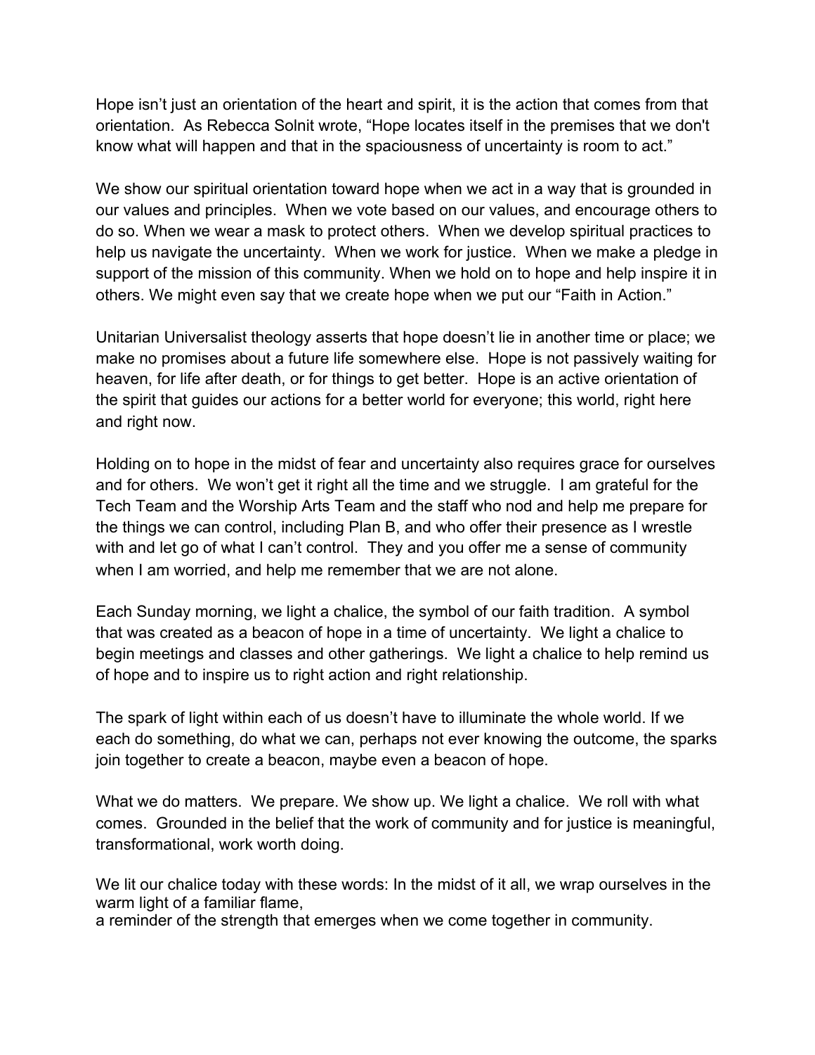Hope isn't just an orientation of the heart and spirit, it is the action that comes from that orientation. As Rebecca Solnit wrote, "Hope locates itself in the premises that we don't know what will happen and that in the spaciousness of uncertainty is room to act."

We show our spiritual orientation toward hope when we act in a way that is grounded in our values and principles. When we vote based on our values, and encourage others to do so. When we wear a mask to protect others. When we develop spiritual practices to help us navigate the uncertainty. When we work for justice. When we make a pledge in support of the mission of this community. When we hold on to hope and help inspire it in others. We might even say that we create hope when we put our "Faith in Action."

Unitarian Universalist theology asserts that hope doesn't lie in another time or place; we make no promises about a future life somewhere else. Hope is not passively waiting for heaven, for life after death, or for things to get better. Hope is an active orientation of the spirit that guides our actions for a better world for everyone; this world, right here and right now.

Holding on to hope in the midst of fear and uncertainty also requires grace for ourselves and for others. We won't get it right all the time and we struggle. I am grateful for the Tech Team and the Worship Arts Team and the staff who nod and help me prepare for the things we can control, including Plan B, and who offer their presence as I wrestle with and let go of what I can't control. They and you offer me a sense of community when I am worried, and help me remember that we are not alone.

Each Sunday morning, we light a chalice, the symbol of our faith tradition. A symbol that was created as a beacon of hope in a time of uncertainty. We light a chalice to begin meetings and classes and other gatherings. We light a chalice to help remind us of hope and to inspire us to right action and right relationship.

The spark of light within each of us doesn't have to illuminate the whole world. If we each do something, do what we can, perhaps not ever knowing the outcome, the sparks join together to create a beacon, maybe even a beacon of hope.

What we do matters. We prepare. We show up. We light a chalice. We roll with what comes. Grounded in the belief that the work of community and for justice is meaningful, transformational, work worth doing.

We lit our chalice today with these words: In the midst of it all, we wrap ourselves in the warm light of a familiar flame,
a reminder of the strength that emerges when we come together in community.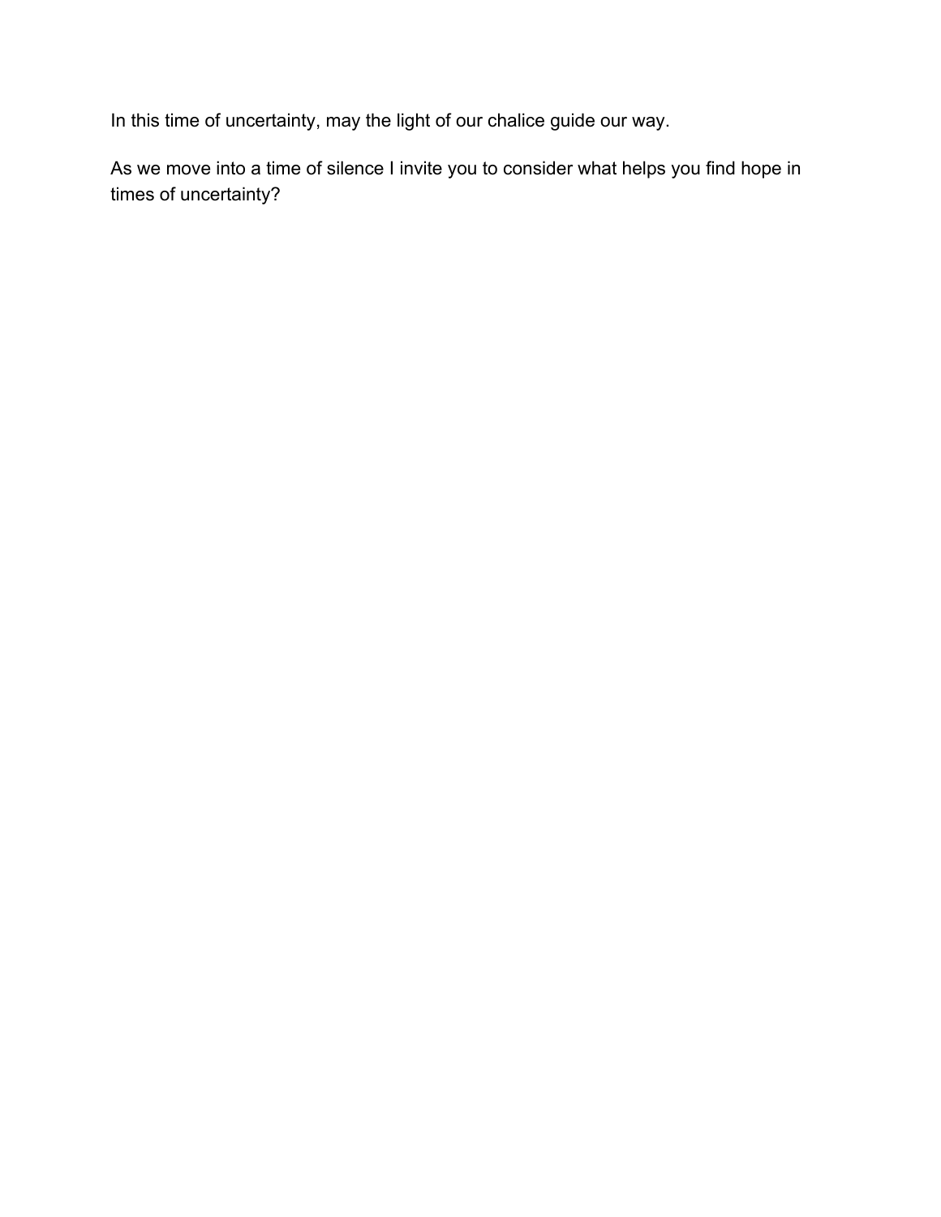In this time of uncertainty, may the light of our chalice guide our way.

As we move into a time of silence I invite you to consider what helps you find hope in times of uncertainty?